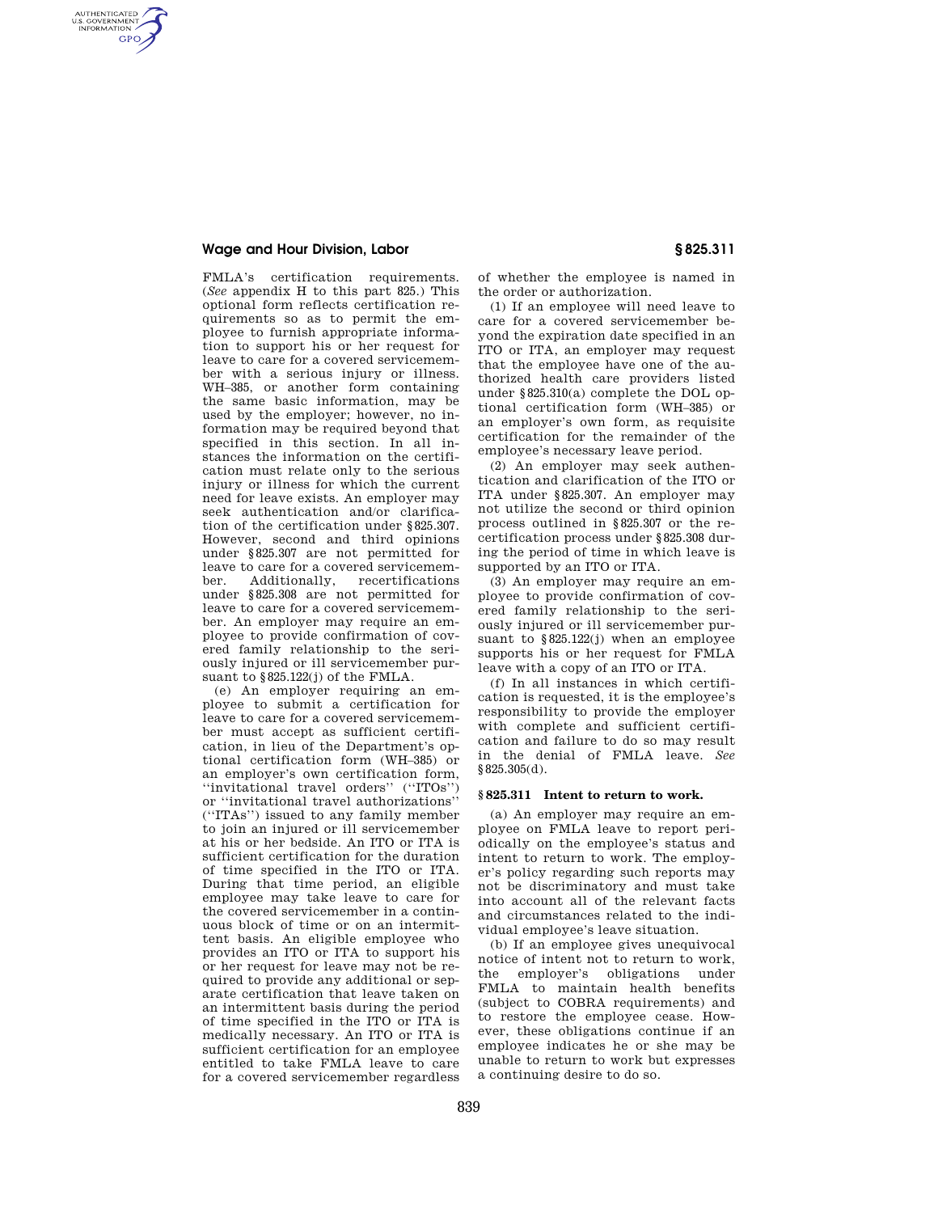FMLA's certification requirements. (*See* appendix H to this part 825.) This optional form reflects certification requirements so as to permit the employee to furnish appropriate information to support his or her request for leave to care for a covered servicemember with a serious injury or illness. WH–385, or another form containing the same basic information, may be used by the employer; however, no information may be required beyond that specified in this section. In all instances the information on the certification must relate only to the serious injury or illness for which the current need for leave exists. An employer may seek authentication and/or clarification of the certification under §825.307. However, second and third opinions under §825.307 are not permitted for leave to care for a covered servicemember. Additionally, recertifications under §825.308 are not permitted for leave to care for a covered servicemember. An employer may require an employee to provide confirmation of covered family relationship to the seriously injured or ill servicemember pursuant to §825.122(j) of the FMLA.

(e) An employer requiring an employee to submit a certification for leave to care for a covered servicemember must accept as sufficient certification, in lieu of the Department's optional certification form (WH–385) or an employer's own certification form, ''invitational travel orders'' (''ITOs'') or ''invitational travel authorizations'' (''ITAs'') issued to any family member to join an injured or ill servicemember at his or her bedside. An ITO or ITA is sufficient certification for the duration of time specified in the ITO or ITA. During that time period, an eligible employee may take leave to care for the covered servicemember in a continuous block of time or on an intermittent basis. An eligible employee who provides an ITO or ITA to support his or her request for leave may not be required to provide any additional or separate certification that leave taken on an intermittent basis during the period of time specified in the ITO or ITA is medically necessary. An ITO or ITA is sufficient certification for an employee entitled to take FMLA leave to care for a covered servicemember regardless of whether the employee is named in the order or authorization.

(1) If an employee will need leave to care for a covered servicemember beyond the expiration date specified in an ITO or ITA, an employer may request that the employee have one of the authorized health care providers listed under §825.310(a) complete the DOL optional certification form (WH–385) or an employer's own form, as requisite certification for the remainder of the employee's necessary leave period.

(2) An employer may seek authentication and clarification of the ITO or ITA under §825.307. An employer may not utilize the second or third opinion process outlined in §825.307 or the recertification process under §825.308 during the period of time in which leave is supported by an ITO or ITA.

(3) An employer may require an employee to provide confirmation of covered family relationship to the seriously injured or ill servicemember pursuant to §825.122(j) when an employee supports his or her request for FMLA leave with a copy of an ITO or ITA.

(f) In all instances in which certification is requested, it is the employee's responsibility to provide the employer with complete and sufficient certification and failure to do so may result in the denial of FMLA leave. *See* §825.305(d).

### §825.311 Intent to return to work.

(a) An employer may require an employee on FMLA leave to report periodically on the employee's status and intent to return to work. The employer's policy regarding such reports may not be discriminatory and must take into account all of the relevant facts and circumstances related to the individual employee's leave situation.

(b) If an employee gives unequivocal notice of intent not to return to work, the employer's obligations under FMLA to maintain health benefits (subject to COBRA requirements) and to restore the employee cease. However, these obligations continue if an employee indicates he or she may be unable to return to work but expresses a continuing desire to do so.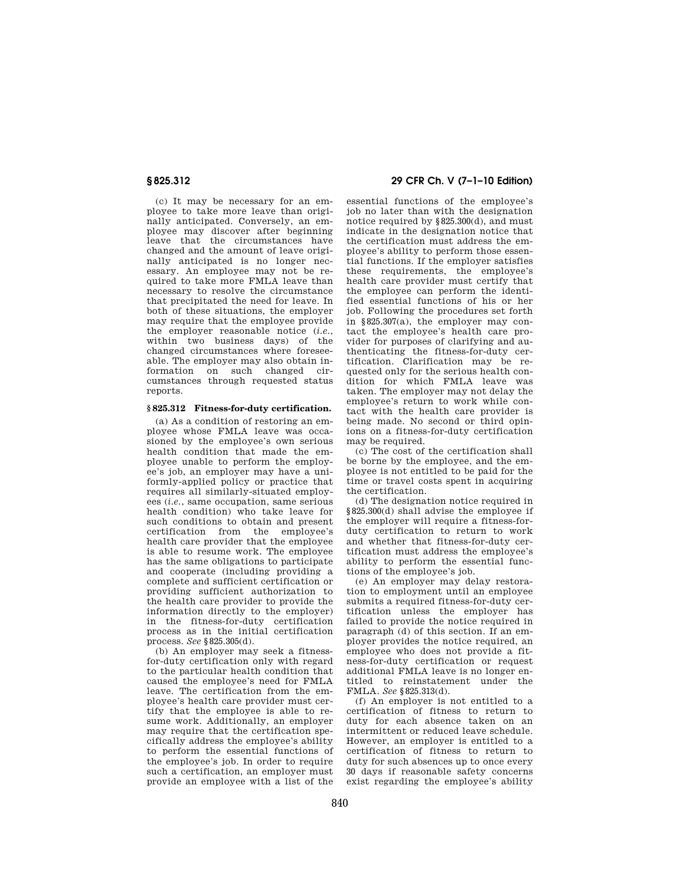(c) It may be necessary for an employee to take more leave than originally anticipated. Conversely, an employee may discover after beginning leave that the circumstances have changed and the amount of leave originally anticipated is no longer necessary. An employee may not be required to take more FMLA leave than necessary to resolve the circumstance that precipitated the need for leave. In both of these situations, the employer may require that the employee provide the employer reasonable notice (*i.e.*, within two business days) of the changed circumstances where foreseeable. The employer may also obtain information on such changed circumstances through requested status reports.

## § 825.312 Fitness-for-duty certification.

(a) As a condition of restoring an employee whose FMLA leave was occasioned by the employee's own serious health condition that made the employee unable to perform the employee's job, an employer may have a uniformly-applied policy or practice that requires all similarly-situated employees (*i.e.*, same occupation, same serious health condition) who take leave for such conditions to obtain and present certification from the employee's health care provider that the employee is able to resume work. The employee has the same obligations to participate and cooperate (including providing a complete and sufficient certification or providing sufficient authorization to the health care provider to provide the information directly to the employer) in the fitness-for-duty certification process as in the initial certification process. *See* § 825.305(d).

(b) An employer may seek a fitness-for-duty certification only with regard to the particular health condition that caused the employee's need for FMLA leave. The certification from the employee's health care provider must certify that the employee is able to resume work. Additionally, an employer may require that the certification specifically address the employee's ability to perform the essential functions of the employee's job. In order to require such a certification, an employer must provide an employee with a list of the essential functions of the employee's job no later than with the designation notice required by § 825.300(d), and must indicate in the designation notice that the certification must address the employee's ability to perform those essential functions. If the employer satisfies these requirements, the employee's health care provider must certify that the employee can perform the identified essential functions of his or her job. Following the procedures set forth in § 825.307(a), the employer may contact the employee's health care provider for purposes of clarifying and authenticating the fitness-for-duty certification. Clarification may be requested only for the serious health condition for which FMLA leave was taken. The employer may not delay the employee's return to work while contact with the health care provider is being made. No second or third opinions on a fitness-for-duty certification may be required.

(c) The cost of the certification shall be borne by the employee, and the employee is not entitled to be paid for the time or travel costs spent in acquiring the certification.

(d) The designation notice required in § 825.300(d) shall advise the employee if the employer will require a fitness-for-duty certification to return to work and whether that fitness-for-duty certification must address the employee's ability to perform the essential functions of the employee's job.

(e) An employer may delay restoration to employment until an employee submits a required fitness-for-duty certification unless the employer has failed to provide the notice required in paragraph (d) of this section. If an employer provides the notice required, an employee who does not provide a fitness-for-duty certification or request additional FMLA leave is no longer entitled to reinstatement under the FMLA. *See* § 825.313(d).

(f) An employer is not entitled to a certification of fitness to return to duty for each absence taken on an intermittent or reduced leave schedule. However, an employer is entitled to a certification of fitness to return to duty for such absences up to once every 30 days if reasonable safety concerns exist regarding the employee's ability